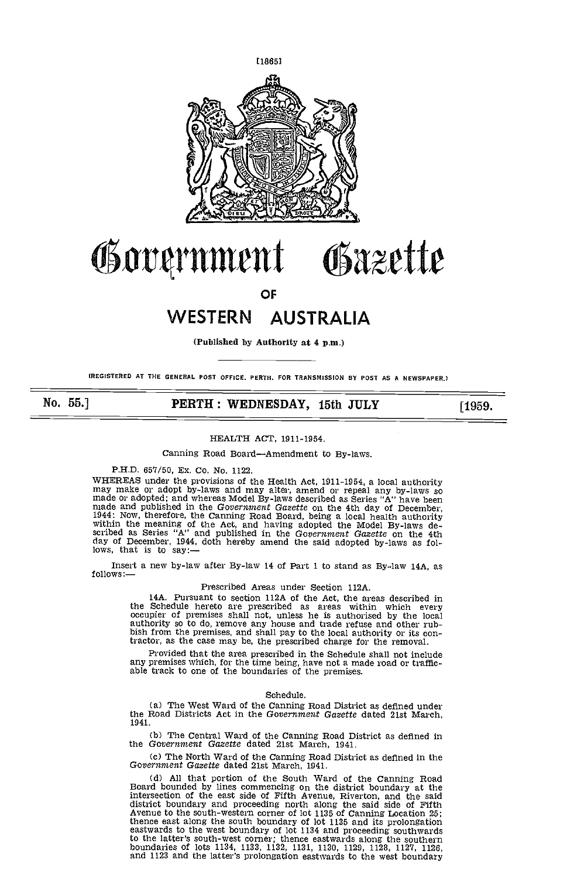# Government Gazette

## OF

# WESTERN AUSTRALIA

**(Published by Authority at 4 p.m.)**

(REGISTERED AT THE GENERAL POST OFFICE, PERTH, FOR TRANSMISSION BY POST AS A NEWSPAPER.)

**No. 55.] PERTH: WEDNESDAY, 15th JULY [1959.**

HEALTH ACT, 1911-1954.

Canning Road Board—Amendment to By-laws.

P.H.D. 657/50, Ex. Co. No. 1122.

WHEREAS under the provisions of the Health Act, 1911-1954, a local authority may make or adopt by-laws and may alter, amend or repeal any by-laws so made or adopted; and whereas Model By-laws described as Series "A" have been made and published in the *Government Gazette* on the 4th day of December, 1944: Now, therefore, the Canning Road Board, being a local health authority within the meaning of the Act, and having adopted the Model By-laws described as Series "A" and published in the *Government Gazette* on the 4th day of December, 1944, doth hereby amend the said adopted by-laws as follows, that is to say:—

Insert a new by-law after By-law 14 of Part 1 to stand as By-law 14A, as follows:—

Prescribed Areas under Section 112A.

14A. Pursuant to section 112A of the Act, the areas described in the Schedule hereto are prescribed as areas within which every occupier of premises shall not, unless he is authorised by the local authority so to do, remove any house and trade refuse and other rubbish from the premises, and shall pay to the local authority or its contractor, as the case may be, the prescribed charge for the removal.

Provided that the area prescribed in the Schedule shall not include any premises which, for the time being, have not a made road or trafficable track to one of the boundaries of the premises.

Schedule.

(a) The West Ward of the Canning Road District as defined under the Road Districts Act in the *Government Gazette* dated 21st March, 1941.

(b) The Central Ward of the Canning Road District as defined in the *Government Gazette* dated 21st March, 1941.

(c) The North Ward of the Canning Road District as defined in the *Government Gazette* dated 21st March, 1941.

(d) All that portion of the South Ward of the Canning Road Board bounded by lines commencing on the district boundary at the intersection of the east side of Fifth Avenue, Riverton, and the said district boundary and proceeding north along the said side of Fifth Avenue to the south-western corner of lot 1135 of Canning Location 25; thence east along the south boundary of lot 1135 and its prolongation eastwards to the west boundary of lot 1134 and proceeding southwards to the latter's south-west corner; thence eastwards along the southern boundaries of lots 1134, 1133, 1132, 1131, 1130, 1129, 1128, 1127, 1126, and 1123 and the latter's prolongation eastwards to the west boundary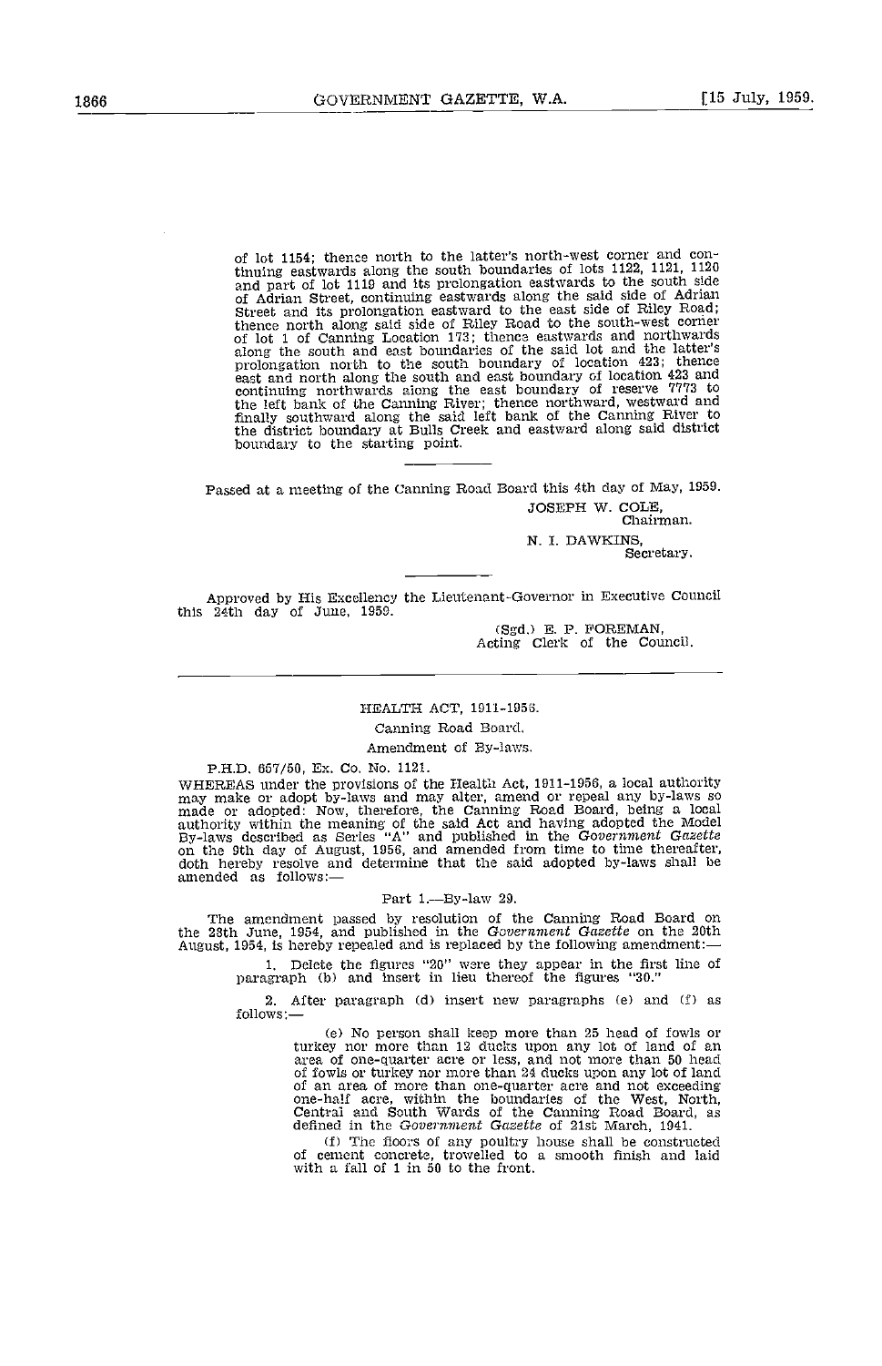of lot 1154; thence north to the latter's north-west corner and continuing eastwards along the south boundaries of lots 1122, 1121, 1120 and part of lot 1119 and its prolongation eastwards to the south side of Adrian Street, continuing eastwards along the said side of Adrian Street and its prolongation eastward to the east side of Riley Road; thence north along said side of Riley Road to the south-west corner of lot 1 of Canning Location 173; thence eastwards and northwards along the south and east boundaries of the said lot and the latter's prolongation north to the south boundary of location 423; thence east and north along the south and east boundary of location 423 and continuing northwards along the east boundary of reserve 7773 to the left bank of the Canning River; thence northward, westward and finally southward along the said left bank of the Canning River to the district boundary at Bulls Creek and eastward along said district boundary to the starting point.

---

Passed at a meeting of the Canning Road Board this 4th day of May, 1959.

JOSEPH W. COLE,
Chairman.

N. I. DAWKINS,
Secretary.

---

Approved by His Excellency the Lieutenant-Governor in Executive Council this 24th day of June, 1959.

(Sgd.) E. P. FOREMAN,
Acting Clerk of the Council.

---

## HEALTH ACT, 1911-1956.

### Canning Road Board.

### Amendment of By-laws.

P.H.D. 657/50, Ex. Co. No. 1121.

WHEREAS under the provisions of the Health Act, 1911-1956, a local authority may make or adopt by-laws and may alter, amend or repeal any by-laws so made or adopted: Now, therefore, the Canning Road Board, being a local authority within the meaning of the said Act and having adopted the Model By-laws described as Series "A" and published in the *Government Gazette* on the 9th day of August, 1956, and amended from time to time thereafter, doth hereby resolve and determine that the said adopted by-laws shall be amended as follows:—

Part 1.—By-law 29.

The amendment passed by resolution of the Canning Road Board on the 23th June, 1954, and published in the *Government Gazette* on the 20th August, 1954, is hereby repealed and is replaced by the following amendment:—

1. Delete the figures "20" were they appear in the first line of paragraph (b) and insert in lieu thereof the figures "30."

2. After paragraph (d) insert new paragraphs (e) and (f) as follows:—

(e) No person shall keep more than 25 head of fowls or turkey nor more than 12 ducks upon any lot of land of an area of one-quarter acre or less, and not more than 50 head of fowls or turkey nor more than 24 ducks upon any lot of land of an area of more than one-quarter acre and not exceeding one-half acre, within the boundaries of the West, North, Central and South Wards of the Canning Road Board, as defined in the *Government Gazette* of 21st March, 1941.

(f) The floors of any poultry house shall be constructed of cement concrete, trowelled to a smooth finish and laid with a fall of 1 in 50 to the front.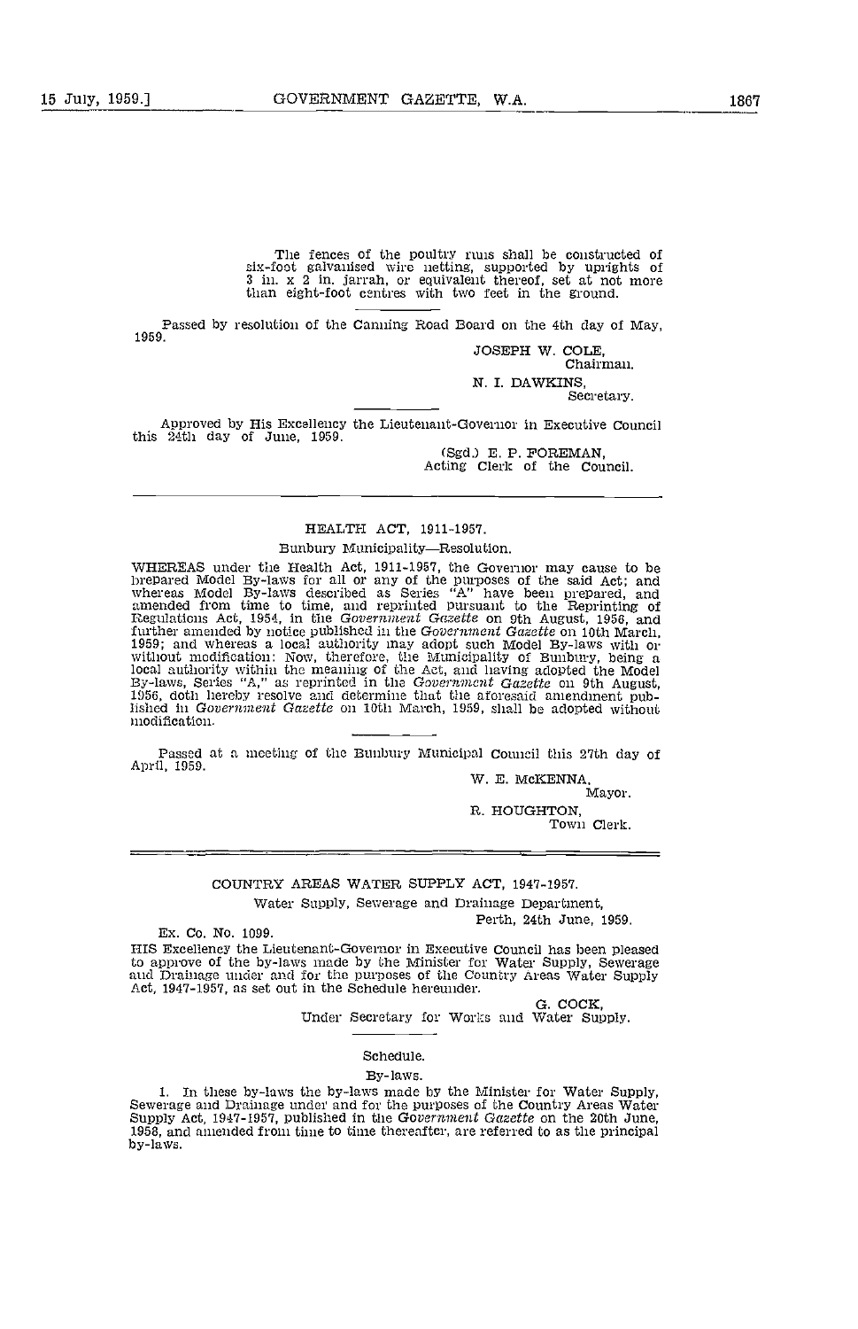The fences of the poultry runs shall be constructed of six-foot galvanised wire netting, supported by uprights of 3 in. x 2 in. jarrah, or equivalent thereof, set at not more than eight-foot centres with two feet in the ground.

---

Passed by resolution of the Canning Road Board on the 4th day of May, 1959.

JOSEPH W. COLE,
Chairman.

N. I. DAWKINS,
Secretary.

---

Approved by His Excellency the Lieutenant-Governor in Executive Council this 24th day of June, 1959.

(Sgd.) E. P. FOREMAN,
Acting Clerk of the Council.

---

## HEALTH ACT, 1911-1957.

Bunbury Municipality—Resolution.

WHEREAS under the Health Act, 1911-1957, the Governor may cause to be prepared Model By-laws for all or any of the purposes of the said Act; and whereas Model By-laws described as Series "A" have been prepared, and amended from time to time, and reprinted pursuant to the Reprinting of Regulations Act, 1954, in the *Government Gazette* on 9th August, 1956, and further amended by notice published in the *Government Gazette* on 10th March, 1959; and whereas a local authority may adopt such Model By-laws with or without modification: Now, therefore, the Municipality of Bunbury, being a local authority within the meaning of the Act, and having adopted the Model By-laws, Series "A," as reprinted in the *Government Gazette* on 9th August, 1956, doth hereby resolve and determine that the aforesaid amendment published in *Government Gazette* on 10th March, 1959, shall be adopted without modification.

---

Passed at a meeting of the Bunbury Municipal Council this 27th day of April, 1959.

W. E. McKENNA,
Mayor.

R. HOUGHTON,
Town Clerk.

---

## COUNTRY AREAS WATER SUPPLY ACT, 1947-1957.

Water Supply, Sewerage and Drainage Department,
Perth, 24th June, 1959.

Ex. Co. No. 1099.

HIS Excellency the Lieutenant-Governor in Executive Council has been pleased to approve of the by-laws made by the Minister for Water Supply, Sewerage and Drainage under and for the purposes of the Country Areas Water Supply Act, 1947-1957, as set out in the Schedule hereunder.

G. COCK,
Under Secretary for Works and Water Supply.

---

Schedule.

By-laws.

1. In these by-laws the by-laws made by the Minister for Water Supply, Sewerage and Drainage under and for the purposes of the Country Areas Water Supply Act, 1947-1957, published in the *Government Gazette* on the 20th June, 1958, and amended from time to time thereafter, are referred to as the principal by-laws.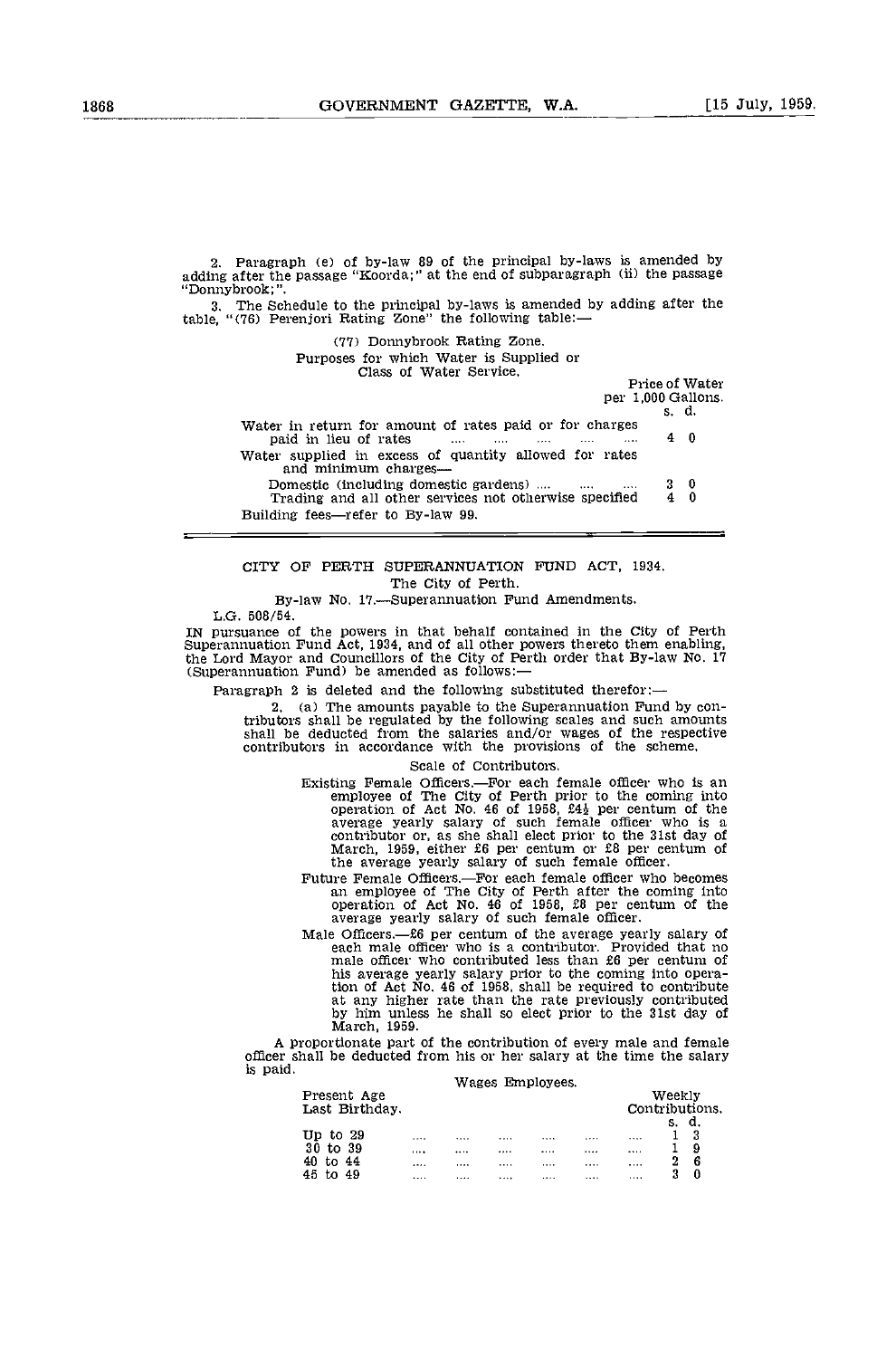2. Paragraph (e) of by-law 89 of the principal by-laws is amended by adding after the passage "Koorda;" at the end of subparagraph (ii) the passage "Donnybrook;".

3. The Schedule to the principal by-laws is amended by adding after the table, "(76) Perenjori Rating Zone" the following table:—

(77) Donnybrook Rating Zone.

| Purposes for which Water is Supplied or Class of Water Service. | Price of Water per 1,000 Gallons. s. d. |
|---|---|
| Water in return for amount of rates paid or for charges paid in lieu of rates .... .... .... .... .... | 4 0 |
| Water supplied in excess of quantity allowed for rates and minimum charges— | |
| Domestic (including domestic gardens) .... .... .... | 3 0 |
| Trading and all other services not otherwise specified | 4 0 |
| Building fees—refer to By-law 99. | |

---

## CITY OF PERTH SUPERANNUATION FUND ACT, 1934.

The City of Perth.

By-law No. 17.—Superannuation Fund Amendments.

L.G. 508/54.

IN pursuance of the powers in that behalf contained in the City of Perth Superannuation Fund Act, 1934, and of all other powers thereto them enabling, the Lord Mayor and Councillors of the City of Perth order that By-law No. 17 (Superannuation Fund) be amended as follows:—

Paragraph 2 is deleted and the following substituted therefor:—

2. (a) The amounts payable to the Superannuation Fund by contributors shall be regulated by the following scales and such amounts shall be deducted from the salaries and/or wages of the respective contributors in accordance with the provisions of the scheme.

Scale of Contributors.

Existing Female Officers.—For each female officer who is an employee of The City of Perth prior to the coming into operation of Act No. 46 of 1958, £4½ per centum of the average yearly salary of such female officer who is a contributor or, as she shall elect prior to the 31st day of March, 1959, either £6 per centum or £8 per centum of the average yearly salary of such female officer.

Future Female Officers.—For each female officer who becomes an employee of The City of Perth after the coming into operation of Act No. 46 of 1958, £8 per centum of the average yearly salary of such female officer.

Male Officers.—£6 per centum of the average yearly salary of each male officer who is a contributor. Provided that no male officer who contributed less than £6 per centum of his average yearly salary prior to the coming into operation of Act No. 46 of 1958, shall be required to contribute at any higher rate than the rate previously contributed by him unless he shall so elect prior to the 31st day of March, 1959.

A proportionate part of the contribution of every male and female officer shall be deducted from his or her salary at the time the salary is paid.

Wages Employees.

| Present Age Last Birthday. | Weekly Contributions. s. d. |
|---|---|
| Up to 29 .... .... .... .... .... .... | 1 3 |
| 30 to 39 .... .... .... .... .... .... | 1 9 |
| 40 to 44 .... .... .... .... .... .... | 2 6 |
| 45 to 49 .... .... .... .... .... .... | 3 0 |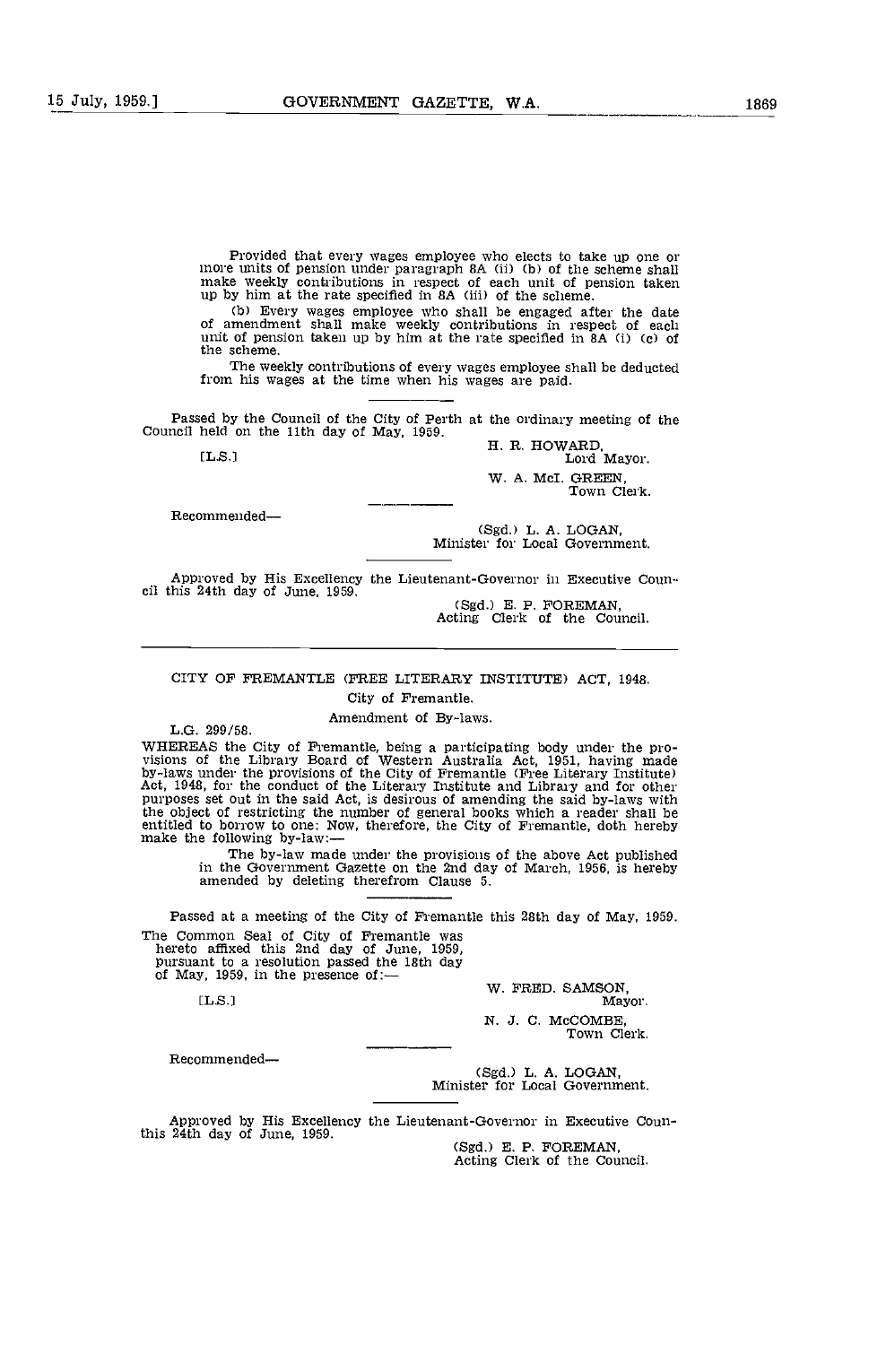Provided that every wages employee who elects to take up one or more units of pension under paragraph 8A (ii) (b) of the scheme shall make weekly contributions in respect of each unit of pension taken up by him at the rate specified in 8A (iii) of the scheme.

(b) Every wages employee who shall be engaged after the date of amendment shall make weekly contributions in respect of each unit of pension taken up by him at the rate specified in 8A (i) (c) of the scheme.

The weekly contributions of every wages employee shall be deducted from his wages at the time when his wages are paid.

---

Passed by the Council of the City of Perth at the ordinary meeting of the Council held on the 11th day of May, 1959.

[L.S.]

H. R. HOWARD,
Lord Mayor.

W. A. McI. GREEN,
Town Clerk.

---

Recommended—

(Sgd.) L. A. LOGAN,
Minister for Local Government.

---

Approved by His Excellency the Lieutenant-Governor in Executive Council this 24th day of June, 1959.

(Sgd.) E. P. FOREMAN,
Acting Clerk of the Council.

---

## CITY OF FREMANTLE (FREE LITERARY INSTITUTE) ACT, 1948.

### City of Fremantle.

### Amendment of By-laws.

L.G. 299/58.

WHEREAS the City of Fremantle, being a participating body under the provisions of the Library Board of Western Australia Act, 1951, having made by-laws under the provisions of the City of Fremantle (Free Literary Institute) Act, 1948, for the conduct of the Literary Institute and Library and for other purposes set out in the said Act, is desirous of amending the said by-laws with the object of restricting the number of general books which a reader shall be entitled to borrow to one: Now, therefore, the City of Fremantle, doth hereby make the following by-law:—

The by-law made under the provisions of the above Act published in the Government Gazette on the 2nd day of March, 1956, is hereby amended by deleting therefrom Clause 5.

---

Passed at a meeting of the City of Fremantle this 28th day of May, 1959.

The Common Seal of City of Fremantle was hereto affixed this 2nd day of June, 1959, pursuant to a resolution passed the 18th day of May, 1959, in the presence of:—

[L.S.]

W. FRED. SAMSON,
Mayor.

N. J. C. McCOMBE,
Town Clerk.

---

Recommended—

(Sgd.) L. A. LOGAN,
Minister for Local Government.

---

Approved by His Excellency the Lieutenant-Governor in Executive Council this 24th day of June, 1959.

(Sgd.) E. P. FOREMAN,
Acting Clerk of the Council.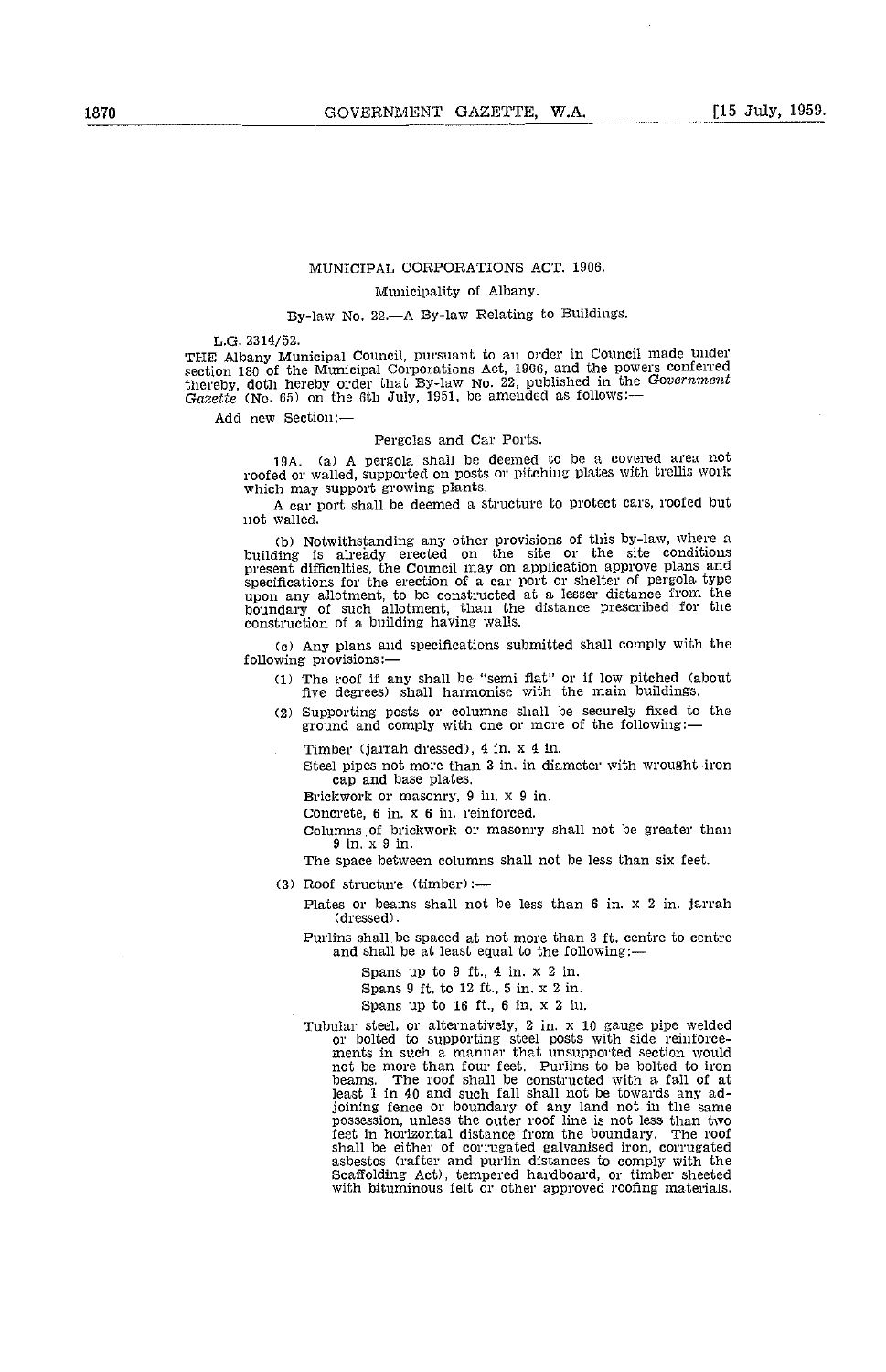## MUNICIPAL CORPORATIONS ACT. 1906.

### Municipality of Albany.

### By-law No. 22.—A By-law Relating to Buildings.

L.G. 2314/52.

THE Albany Municipal Council, pursuant to an order in Council made under section 180 of the Municipal Corporations Act, 1906, and the powers conferred thereby, doth hereby order that By-law No. 22, published in the *Government Gazette* (No. 65) on the 6th July, 1951, be amended as follows:—

Add new Section:—

#### Pergolas and Car Ports.

19A. (a) A pergola shall be deemed to be a covered area not roofed or walled, supported on posts or pitching plates with trellis work which may support growing plants.

A car port shall be deemed a structure to protect cars, roofed but not walled.

(b) Notwithstanding any other provisions of this by-law, where a building is already erected on the site or the site conditions present difficulties, the Council may on application approve plans and specifications for the erection of a car port or shelter of pergola type upon any allotment, to be constructed at a lesser distance from the boundary of such allotment, than the distance prescribed for the construction of a building having walls.

(c) Any plans and specifications submitted shall comply with the following provisions:—

(1) The roof if any shall be "semi flat" or if low pitched (about five degrees) shall harmonise with the main buildings.

(2) Supporting posts or columns shall be securely fixed to the ground and comply with one or more of the following:—

Timber (jarrah dressed), 4 in. x 4 in.

Steel pipes not more than 3 in. in diameter with wrought-iron cap and base plates.

Brickwork or masonry, 9 in. x 9 in.

Concrete, 6 in. x 6 in. reinforced.

Columns of brickwork or masonry shall not be greater than 9 in. x 9 in.

The space between columns shall not be less than six feet.

(3) Roof structure (timber):—

Plates or beams shall not be less than 6 in. x 2 in. jarrah (dressed).

Purlins shall be spaced at not more than 3 ft. centre to centre and shall be at least equal to the following:—

Spans up to 9 ft., 4 in. x 2 in.

Spans 9 ft. to 12 ft., 5 in. x 2 in.

Spans up to 16 ft., 6 in. x 2 in.

Tubular steel, or alternatively, 2 in. x 10 gauge pipe welded or bolted to supporting steel posts with side reinforcements in such a manner that unsupported section would not be more than four feet. Purlins to be bolted to iron beams. The roof shall be constructed with a fall of at least 1 in 40 and such fall shall not be towards any adjoining fence or boundary of any land not in the same possession, unless the outer roof line is not less than two feet in horizontal distance from the boundary. The roof shall be either of corrugated galvanised iron, corrugated asbestos (rafter and purlin distances to comply with the Scaffolding Act), tempered hardboard, or timber sheeted with bituminous felt or other approved roofing materials.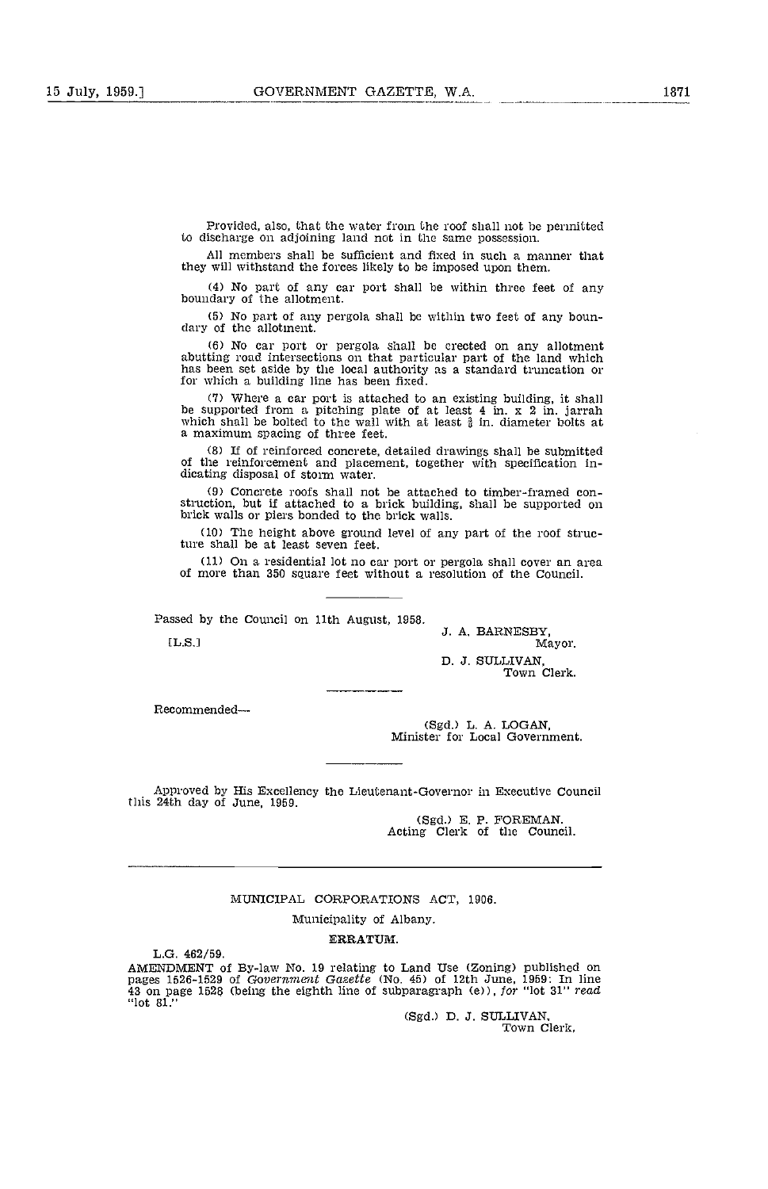Provided, also, that the water from the roof shall not be permitted to discharge on adjoining land not in the same possession.

All members shall be sufficient and fixed in such a manner that they will withstand the forces likely to be imposed upon them.

(4) No part of any car port shall be within three feet of any boundary of the allotment.

(5) No part of any pergola shall be within two feet of any boundary of the allotment.

(6) No car port or pergola shall be erected on any allotment abutting road intersections on that particular part of the land which has been set aside by the local authority as a standard truncation or for which a building line has been fixed.

(7) Where a car port is attached to an existing building, it shall be supported from a pitching plate of at least 4 in. x 2 in. jarrah which shall be bolted to the wall with at least ⅜ in. diameter bolts at a maximum spacing of three feet.

(8) If of reinforced concrete, detailed drawings shall be submitted of the reinforcement and placement, together with specification indicating disposal of storm water.

(9) Concrete roofs shall not be attached to timber-framed construction, but if attached to a brick building, shall be supported on brick walls or piers bonded to the brick walls.

(10) The height above ground level of any part of the roof structure shall be at least seven feet.

(11) On a residential lot no car port or pergola shall cover an area of more than 350 square feet without a resolution of the Council.

---

Passed by the Council on 11th August, 1958.

[L.S.]

J. A. BARNESBY,
Mayor.

D. J. SULLIVAN,
Town Clerk.

---

Recommended—

(Sgd.) L. A. LOGAN,
Minister for Local Government.

---

Approved by His Excellency the Lieutenant-Governor in Executive Council this 24th day of June, 1959.

(Sgd.) E. P. FOREMAN.
Acting Clerk of the Council.

---

MUNICIPAL CORPORATIONS ACT, 1906.

Municipality of Albany.

**ERRATUM.**

L.G. 462/59.

AMENDMENT of By-law No. 19 relating to Land Use (Zoning) published on pages 1526-1529 of *Government Gazette* (No. 45) of 12th June, 1959: In line 43 on page 1528 (being the eighth line of subparagraph (e)), *for* "lot 31" *read* "lot 81."

(Sgd.) D. J. SULLIVAN,
Town Clerk.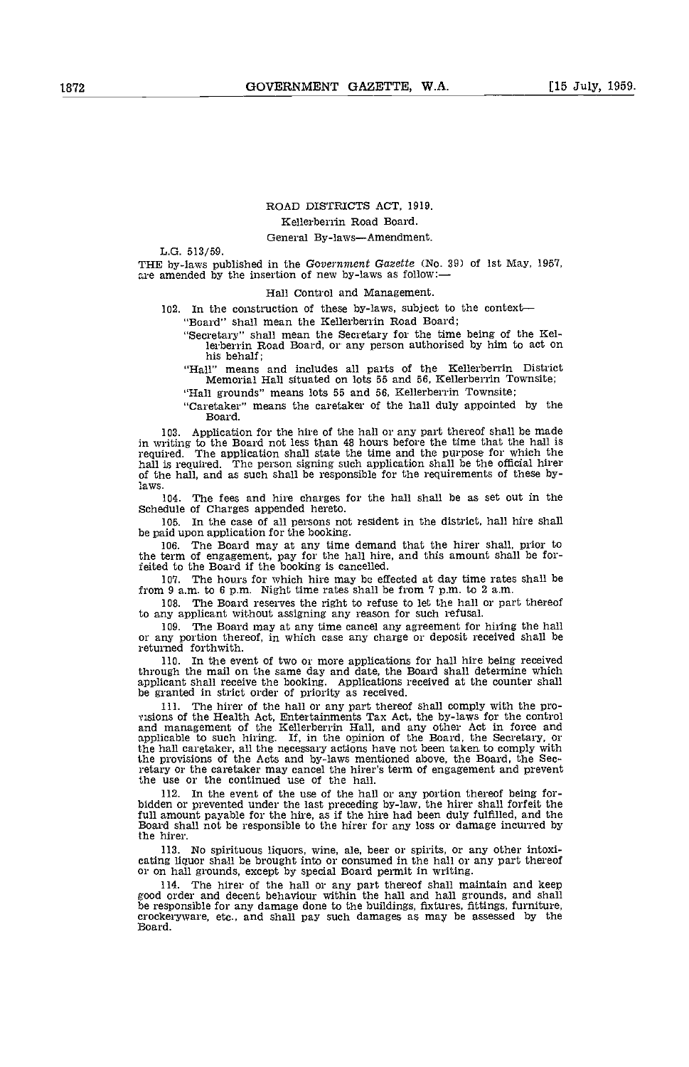ROAD DISTRICTS ACT, 1919.

Kellerberrin Road Board.

General By-laws—Amendment.

L.G. 513/59.

THE by-laws published in the *Government Gazette* (No. 39) of 1st May, 1957, are amended by the insertion of new by-laws as follow:—

Hall Control and Management.

102. In the construction of these by-laws, subject to the context—

"Board" shall mean the Kellerberrin Road Board;

"Secretary" shall mean the Secretary for the time being of the Kellerberrin Road Board, or any person authorised by him to act on his behalf;

"Hall" means and includes all parts of the Kellerberrin District Memorial Hall situated on lots 55 and 56, Kellerberrin Townsite;

"Hall grounds" means lots 55 and 56, Kellerberrin Townsite;

"Caretaker" means the caretaker of the hall duly appointed by the Board.

103. Application for the hire of the hall or any part thereof shall be made in writing to the Board not less than 48 hours before the time that the hall is required. The application shall state the time and the purpose for which the hall is required. The person signing such application shall be the official hirer of the hall, and as such shall be responsible for the requirements of these by-laws.

104. The fees and hire charges for the hall shall be as set out in the Schedule of Charges appended hereto.

105. In the case of all persons not resident in the district, hall hire shall be paid upon application for the booking.

106. The Board may at any time demand that the hirer shall, prior to the term of engagement, pay for the hall hire, and this amount shall be forfeited to the Board if the booking is cancelled.

107. The hours for which hire may be effected at day time rates shall be from 9 a.m. to 6 p.m. Night time rates shall be from 7 p.m. to 2 a.m.

108. The Board reserves the right to refuse to let the hall or part thereof to any applicant without assigning any reason for such refusal.

109. The Board may at any time cancel any agreement for hiring the hall or any portion thereof, in which case any charge or deposit received shall be returned forthwith.

110. In the event of two or more applications for hall hire being received through the mail on the same day and date, the Board shall determine which applicant shall receive the booking. Applications received at the counter shall be granted in strict order of priority as received.

111. The hirer of the hall or any part thereof shall comply with the provisions of the Health Act, Entertainments Tax Act, the by-laws for the control and management of the Kellerberrin Hall, and any other Act in force and applicable to such hiring. If, in the opinion of the Board, the Secretary, or the hall caretaker, all the necessary actions have not been taken to comply with the provisions of the Acts and by-laws mentioned above, the Board, the Secretary or the caretaker may cancel the hirer's term of engagement and prevent the use or the continued use of the hall.

112. In the event of the use of the hall or any portion thereof being forbidden or prevented under the last preceding by-law, the hirer shall forfeit the full amount payable for the hire, as if the hire had been duly fulfilled, and the Board shall not be responsible to the hirer for any loss or damage incurred by the hirer.

113. No spirituous liquors, wine, ale, beer or spirits, or any other intoxicating liquor shall be brought into or consumed in the hall or any part thereof or on hall grounds, except by special Board permit in writing.

114. The hirer of the hall or any part thereof shall maintain and keep good order and decent behaviour within the hall and hall grounds, and shall be responsible for any damage done to the buildings, fixtures, fittings, furniture, crockeryware, etc., and shall pay such damages as may be assessed by the Board.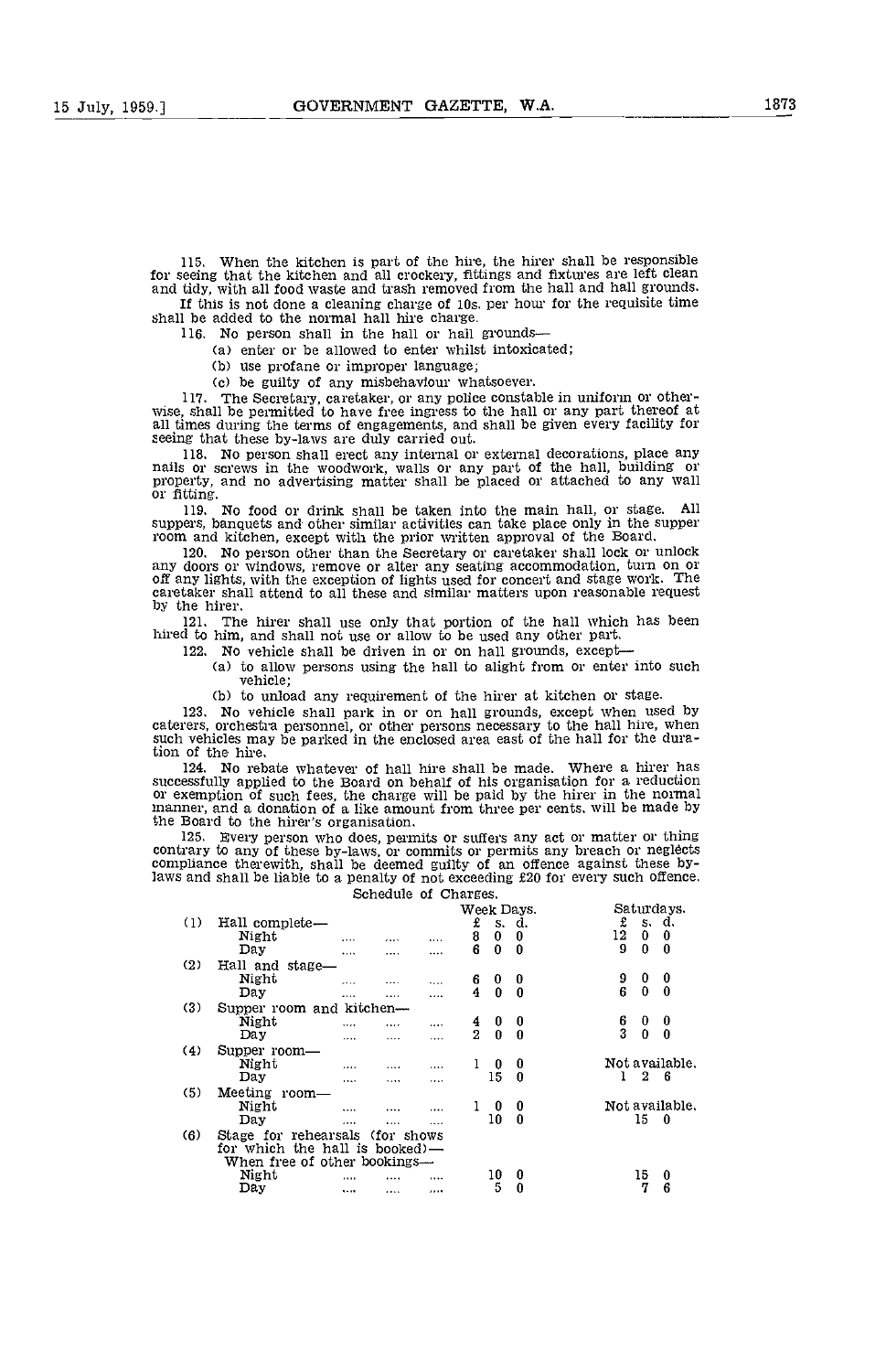115. When the kitchen is part of the hire, the hirer shall be responsible for seeing that the kitchen and all crockery, fittings and fixtures are left clean and tidy, with all food waste and trash removed from the hall and hall grounds.

If this is not done a cleaning charge of 10s. per hour for the requisite time shall be added to the normal hall hire charge.

116. No person shall in the hall or hall grounds—

(a) enter or be allowed to enter whilst intoxicated;

(b) use profane or improper language;

(c) be guilty of any misbehaviour whatsoever.

117. The Secretary, caretaker, or any police constable in uniform or otherwise, shall be permitted to have free ingress to the hall or any part thereof at all times during the terms of engagements, and shall be given every facility for seeing that these by-laws are duly carried out.

118. No person shall erect any internal or external decorations, place any nails or screws in the woodwork, walls or any part of the hall, building or property, and no advertising matter shall be placed or attached to any wall or fitting.

119. No food or drink shall be taken into the main hall, or stage. All suppers, banquets and other similar activities can take place only in the supper room and kitchen, except with the prior written approval of the Board.

120. No person other than the Secretary or caretaker shall lock or unlock any doors or windows, remove or alter any seating accommodation, turn on or off any lights, with the exception of lights used for concert and stage work. The caretaker shall attend to all these and similar matters upon reasonable request by the hirer.

121. The hirer shall use only that portion of the hall which has been hired to him, and shall not use or allow to be used any other part.

122. No vehicle shall be driven in or on hall grounds, except—

(a) to allow persons using the hall to alight from or enter into such vehicle;

(b) to unload any requirement of the hirer at kitchen or stage.

123. No vehicle shall park in or on hall grounds, except when used by caterers, orchestra personnel, or other persons necessary to the hall hire, when such vehicles may be parked in the enclosed area east of the hall for the duration of the hire.

124. No rebate whatever of hall hire shall be made. Where a hirer has successfully applied to the Board on behalf of his organisation for a reduction or exemption of such fees, the charge will be paid by the hirer in the normal manner, and a donation of a like amount from three per cents. will be made by the Board to the hirer's organisation.

125. Every person who does, permits or suffers any act or matter or thing contrary to any of these by-laws, or commits or permits any breach or neglects compliance therewith, shall be deemed guilty of an offence against these by-laws and shall be liable to a penalty of not exceeding £20 for every such offence.

Schedule of Charges.

| | | Week Days. £ s. d. | Saturdays. £ s. d. |
|---|---|---|---|
| (1) | Hall complete— | | |
| | Night | 8 0 0 | 12 0 0 |
| | Day | 6 0 0 | 9 0 0 |
| (2) | Hall and stage— | | |
| | Night | 6 0 0 | 9 0 0 |
| | Day | 4 0 0 | 6 0 0 |
| (3) | Supper room and kitchen— | | |
| | Night | 4 0 0 | 6 0 0 |
| | Day | 2 0 0 | 3 0 0 |
| (4) | Supper room— | | |
| | Night | 1 0 0 | Not available. |
| | Day | 15 0 | 1 2 6 |
| (5) | Meeting room— | | |
| | Night | 1 0 0 | Not available. |
| | Day | 10 0 | 15 0 |
| (6) | Stage for rehearsals (for shows for which the hall is booked)— When free of other bookings— | | |
| | Night | 10 0 | 15 0 |
| | Day | 5 0 | 7 6 |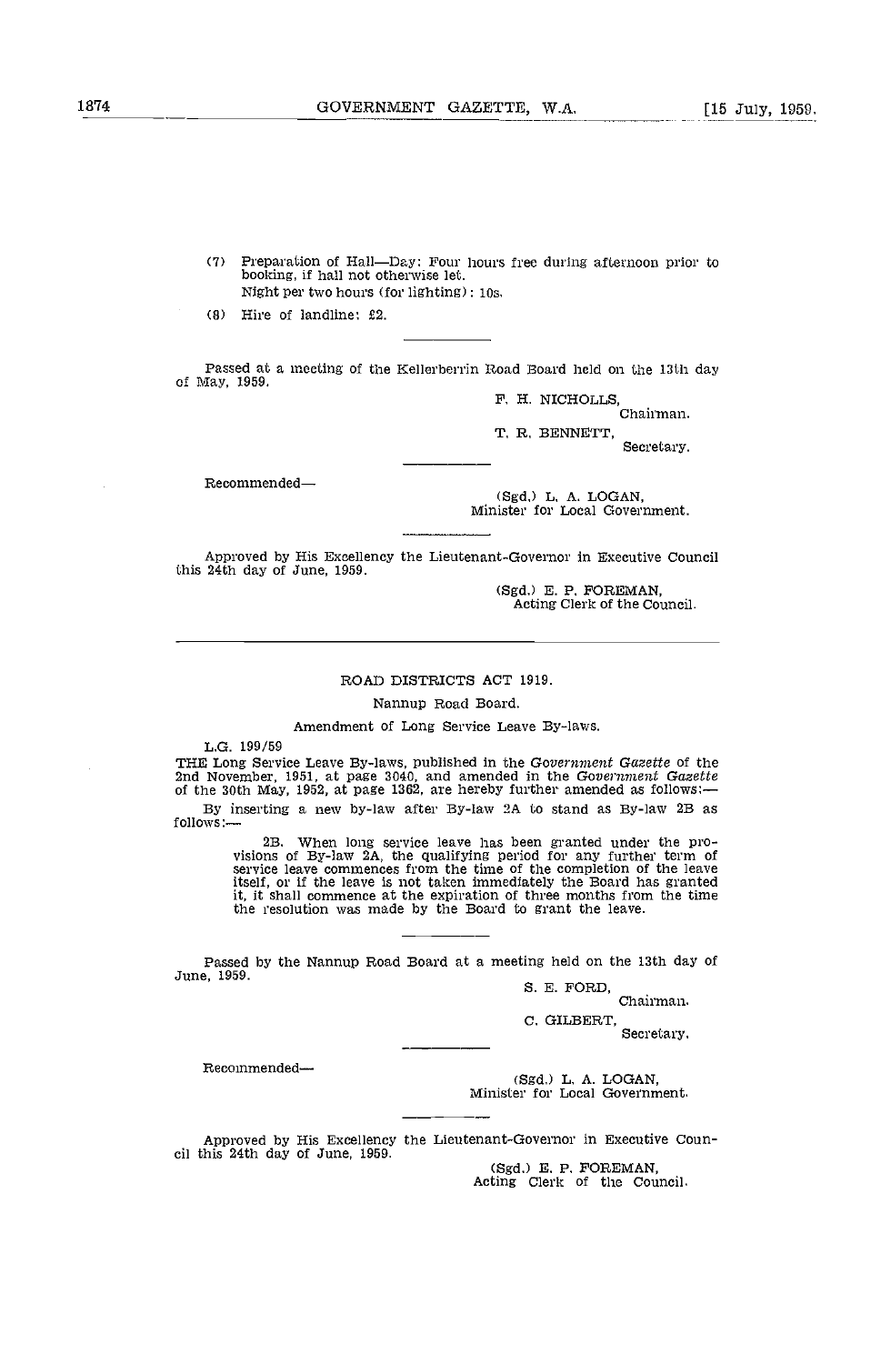(7) Preparation of Hall—Day: Four hours free during afternoon prior to booking, if hall not otherwise let.
Night per two hours (for lighting): 10s.

(8) Hire of landline: £2.

---

Passed at a meeting of the Kellerberrin Road Board held on the 13th day of May, 1959.

F. H. NICHOLLS,
Chairman.

T. R. BENNETT,
Secretary.

---

Recommended—

(Sgd.) L. A. LOGAN,
Minister for Local Government.

---

Approved by His Excellency the Lieutenant-Governor in Executive Council this 24th day of June, 1959.

(Sgd.) E. P. FOREMAN,
Acting Clerk of the Council.

---

## ROAD DISTRICTS ACT 1919.

### Nannup Road Board.

### Amendment of Long Service Leave By-laws.

L.G. 199/59

THE Long Service Leave By-laws, published in the *Government Gazette* of the 2nd November, 1951, at page 3040, and amended in the *Government Gazette* of the 30th May, 1952, at page 1362, are hereby further amended as follows:—

By inserting a new by-law after By-law 2A to stand as By-law 2B as follows:—

> 2B. When long service leave has been granted under the provisions of By-law 2A, the qualifying period for any further term of service leave commences from the time of the completion of the leave itself, or if the leave is not taken immediately the Board has granted it, it shall commence at the expiration of three months from the time the resolution was made by the Board to grant the leave.

---

Passed by the Nannup Road Board at a meeting held on the 13th day of June, 1959.

S. E. FORD,
Chairman.

C. GILBERT,
Secretary.

---

Recommended—

(Sgd.) L. A. LOGAN,
Minister for Local Government.

---

Approved by His Excellency the Lieutenant-Governor in Executive Council this 24th day of June, 1959.

(Sgd.) E. P. FOREMAN,
Acting Clerk of the Council.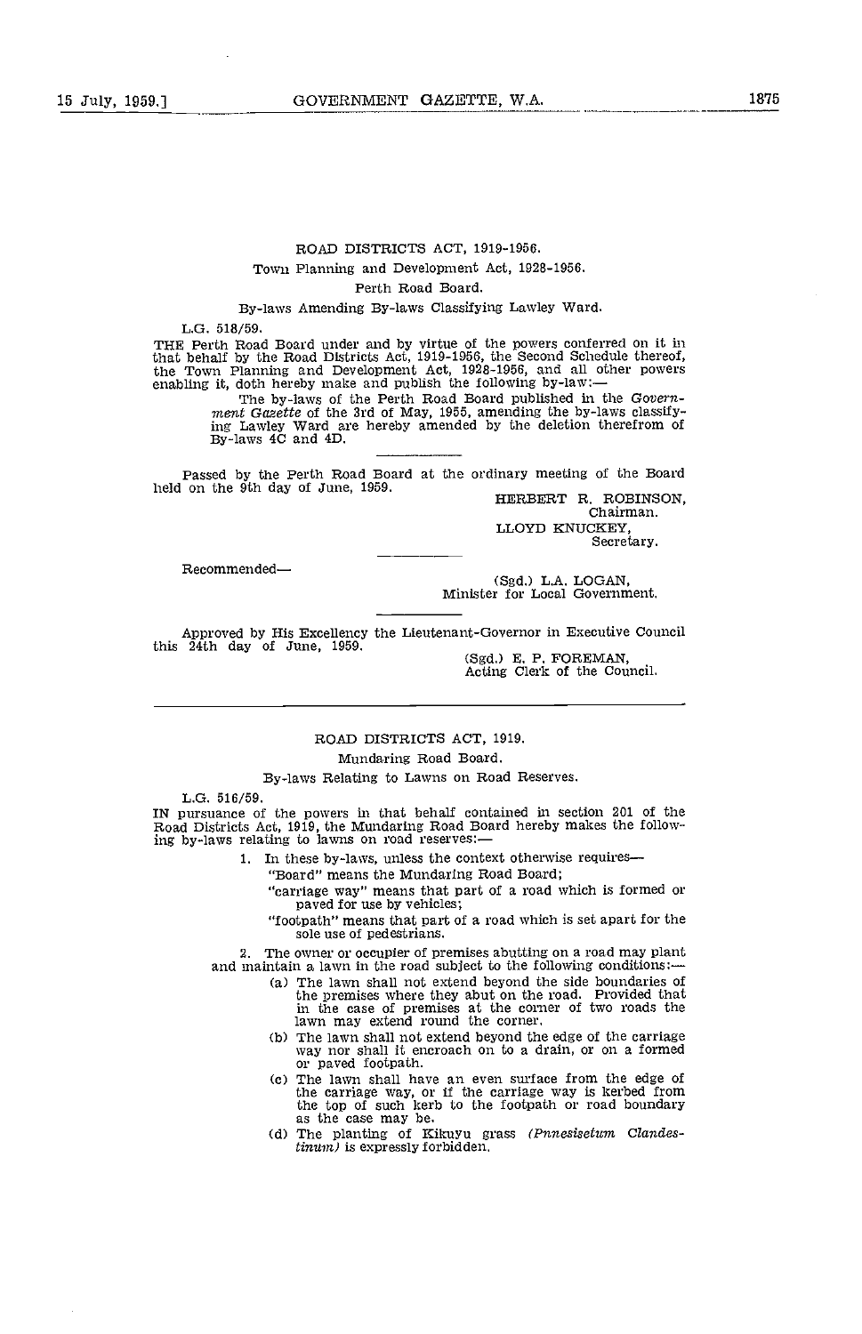## ROAD DISTRICTS ACT, 1919-1956.

### Town Planning and Development Act, 1928-1956.

### Perth Road Board.

### By-laws Amending By-laws Classifying Lawley Ward.

L.G. 518/59.

THE Perth Road Board under and by virtue of the powers conferred on it in that behalf by the Road Districts Act, 1919-1956, the Second Schedule thereof, the Town Planning and Development Act, 1928-1956, and all other powers enabling it, doth hereby make and publish the following by-law:—

> The by-laws of the Perth Road Board published in the *Government Gazette* of the 3rd of May, 1955, amending the by-laws classifying Lawley Ward are hereby amended by the deletion therefrom of By-laws 4C and 4D.

---

Passed by the Perth Road Board at the ordinary meeting of the Board held on the 9th day of June, 1959.

HERBERT R. ROBINSON,
Chairman.

LLOYD KNUCKEY,
Secretary.

---

Recommended—

(Sgd.) L.A. LOGAN,
Minister for Local Government.

---

Approved by His Excellency the Lieutenant-Governor in Executive Council this 24th day of June, 1959.

(Sgd.) E. P. FOREMAN,
Acting Clerk of the Council.

---

## ROAD DISTRICTS ACT, 1919.

### Mundaring Road Board.

### By-laws Relating to Lawns on Road Reserves.

L.G. 516/59.

IN pursuance of the powers in that behalf contained in section 201 of the Road Districts Act, 1919, the Mundaring Road Board hereby makes the following by-laws relating to lawns on road reserves:—

1. In these by-laws, unless the context otherwise requires—

   "Board" means the Mundaring Road Board;

   "carriage way" means that part of a road which is formed or paved for use by vehicles;

   "footpath" means that part of a road which is set apart for the sole use of pedestrians.

2. The owner or occupier of premises abutting on a road may plant and maintain a lawn in the road subject to the following conditions:—

   (a) The lawn shall not extend beyond the side boundaries of the premises where they abut on the road. Provided that in the case of premises at the corner of two roads the lawn may extend round the corner.

   (b) The lawn shall not extend beyond the edge of the carriage way nor shall it encroach on to a drain, or on a formed or paved footpath.

   (c) The lawn shall have an even surface from the edge of the carriage way, or if the carriage way is kerbed from the top of such kerb to the footpath or road boundary as the case may be.

   (d) The planting of Kikuyu grass *(Pnnesisetum Clandestinum)* is expressly forbidden.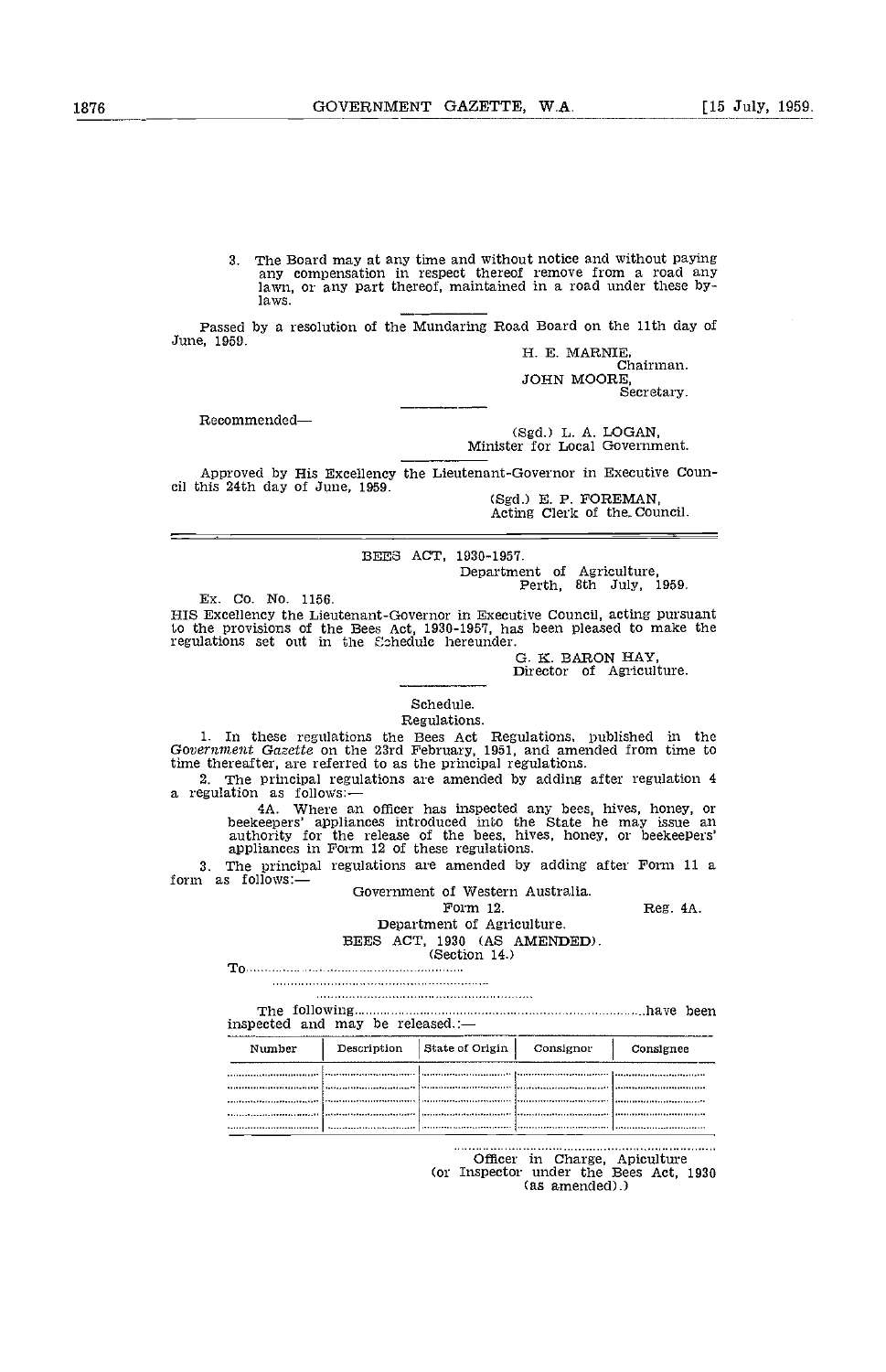3. The Board may at any time and without notice and without paying any compensation in respect thereof remove from a road any lawn, or any part thereof, maintained in a road under these by-laws.

---

Passed by a resolution of the Mundaring Road Board on the 11th day of June, 1959.

H. E. MARNIE,
Chairman.
JOHN MOORE,
Secretary.

---

Recommended—

(Sgd.) L. A. LOGAN,
Minister for Local Government.

---

Approved by His Excellency the Lieutenant-Governor in Executive Council this 24th day of June, 1959.

(Sgd.) E. P. FOREMAN,
Acting Clerk of the Council.

---

BEES ACT, 1930-1957.

Department of Agriculture,
Perth, 8th July, 1959.

Ex. Co. No. 1156.

HIS Excellency the Lieutenant-Governor in Executive Council, acting pursuant to the provisions of the Bees Act, 1930-1957, has been pleased to make the regulations set out in the Schedule hereunder.

G. K. BARON HAY,
Director of Agriculture.

---

Schedule.

Regulations.

1. In these regulations the Bees Act Regulations, published in the *Government Gazette* on the 23rd February, 1951, and amended from time to time thereafter, are referred to as the principal regulations.

2. The principal regulations are amended by adding after regulation 4 a regulation as follows:—

4A. Where an officer has inspected any bees, hives, honey, or beekeepers' appliances introduced into the State he may issue an authority for the release of the bees, hives, honey, or beekeepers' appliances in Form 12 of these regulations.

3. The principal regulations are amended by adding after Form 11 a form as follows:—

Government of Western Australia.

Form 12. Reg. 4A.

Department of Agriculture.

BEES ACT, 1930 (AS AMENDED).

(Section 14.)

To.........................................................
.........................................................
.........................................................

The following.........................................................have been inspected and may be released.:—

| Number | Description | State of Origin | Consignor | Consignee |
|---|---|---|---|---|
| ............ | ............ | ............ | ............ | ............ |
| ............ | ............ | ............ | ............ | ............ |
| ............ | ............ | ............ | ............ | ............ |
| ............ | ............ | ............ | ............ | ............ |
| ............ | ............ | ............ | ............ | ............ |

.........................................................
Officer in Charge, Apiculture
(or Inspector under the Bees Act, 1930 (as amended).)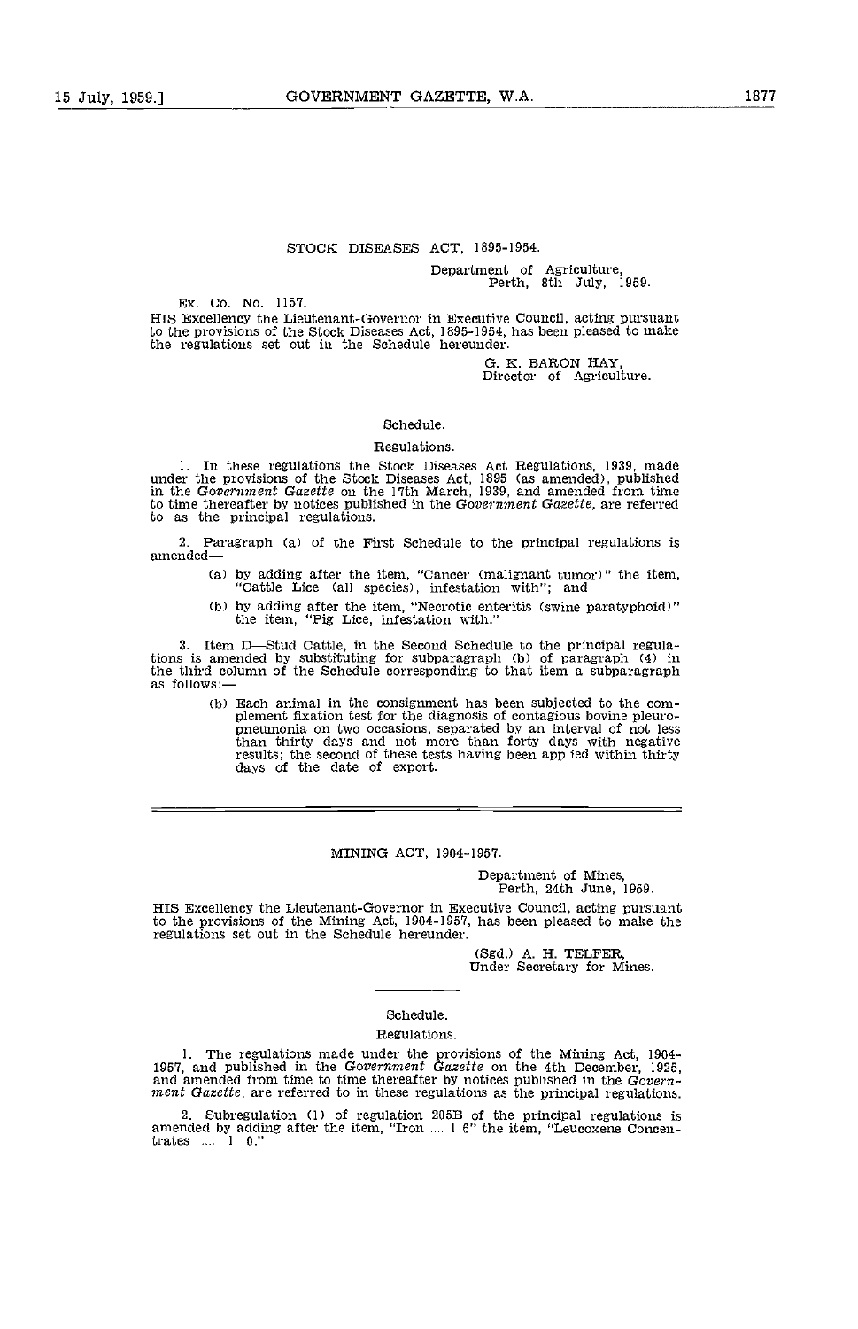## STOCK DISEASES ACT, 1895-1954.

Department of Agriculture,
Perth, 8th July, 1959.

Ex. Co. No. 1157.

HIS Excellency the Lieutenant-Governor in Executive Council, acting pursuant to the provisions of the Stock Diseases Act, 1895-1954, has been pleased to make the regulations set out in the Schedule hereunder.

G. K. BARON HAY,
Director of Agriculture.

---

### Schedule.

### Regulations.

1. In these regulations the Stock Diseases Act Regulations, 1939, made under the provisions of the Stock Diseases Act, 1895 (as amended), published in the *Government Gazette* on the 17th March, 1939, and amended from time to time thereafter by notices published in the *Government Gazette*, are referred to as the principal regulations.

2. Paragraph (a) of the First Schedule to the principal regulations is amended—

   (a) by adding after the item, "Cancer (malignant tumor)" the item, "Cattle Lice (all species), infestation with"; and

   (b) by adding after the item, "Necrotic enteritis (swine paratyphoid)" the item, "Pig Lice, infestation with."

3. Item D—Stud Cattle, in the Second Schedule to the principal regulations is amended by substituting for subparagraph (b) of paragraph (4) in the third column of the Schedule corresponding to that item a subparagraph as follows:—

   (b) Each animal in the consignment has been subjected to the complement fixation test for the diagnosis of contagious bovine pleuropneumonia on two occasions, separated by an interval of not less than thirty days and not more than forty days with negative results; the second of these tests having been applied within thirty days of the date of export.

---

## MINING ACT, 1904-1957.

Department of Mines,
Perth, 24th June, 1959.

HIS Excellency the Lieutenant-Governor in Executive Council, acting pursuant to the provisions of the Mining Act, 1904-1957, has been pleased to make the regulations set out in the Schedule hereunder.

(Sgd.) A. H. TELFER,
Under Secretary for Mines.

---

### Schedule.

### Regulations.

1. The regulations made under the provisions of the Mining Act, 1904-1957, and published in the *Government Gazette* on the 4th December, 1925, and amended from time to time thereafter by notices published in the *Government Gazette*, are referred to in these regulations as the principal regulations.

2. Subregulation (1) of regulation 205B of the principal regulations is amended by adding after the item, "Iron .... 1 6" the item, "Leucoxene Concentrates .... 1 0."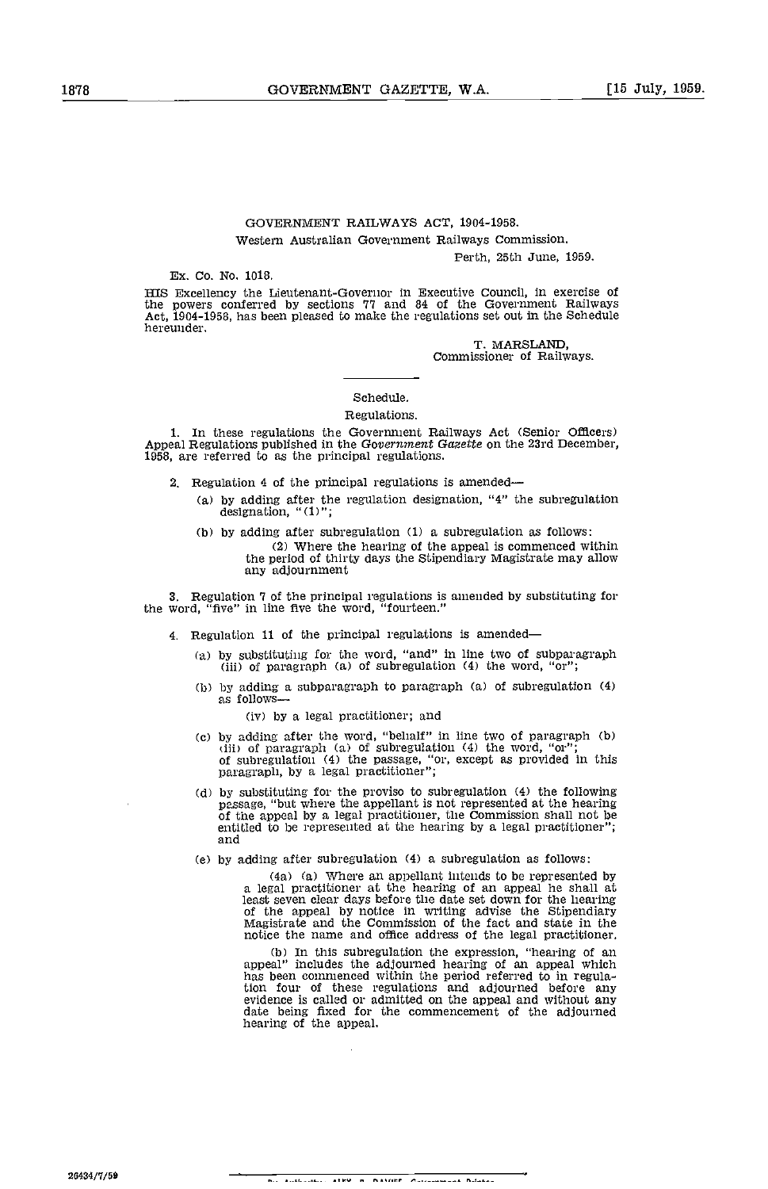GOVERNMENT RAILWAYS ACT, 1904-1958.

Western Australian Government Railways Commission.

Perth, 25th June, 1959.

Ex. Co. No. 1018.

HIS Excellency the Lieutenant-Governor in Executive Council, in exercise of the powers conferred by sections 77 and 84 of the Government Railways Act, 1904-1958, has been pleased to make the regulations set out in the Schedule hereunder.

T. MARSLAND,
Commissioner of Railways.

Schedule.

Regulations.

1. In these regulations the Government Railways Act (Senior Officers) Appeal Regulations published in the *Government Gazette* on the 23rd December, 1958, are referred to as the principal regulations.

2. Regulation 4 of the principal regulations is amended—

(a) by adding after the regulation designation, "4" the subregulation designation, "(1)";

(b) by adding after subregulation (1) a subregulation as follows:

(2) Where the hearing of the appeal is commenced within the period of thirty days the Stipendiary Magistrate may allow any adjournment

3. Regulation 7 of the principal regulations is amended by substituting for the word, "five" in line five the word, "fourteen."

4. Regulation 11 of the principal regulations is amended—

(a) by substituting for the word, "and" in line two of subparagraph (iii) of paragraph (a) of subregulation (4) the word, "or";

(b) by adding a subparagraph to paragraph (a) of subregulation (4) as follows—

(iv) by a legal practitioner; and

(c) by adding after the word, "behalf" in line two of paragraph (b) (ii) of paragraph (a) of subregulation (4) the word, "or"; of subregulation (4) the passage, "or, except as provided in this paragraph, by a legal practitioner";

(d) by substituting for the proviso to subregulation (4) the following passage, "but where the appellant is not represented at the hearing of the appeal by a legal practitioner, the Commission shall not be entitled to be represented at the hearing by a legal practitioner"; and

(e) by adding after subregulation (4) a subregulation as follows:

(4a) (a) Where an appellant intends to be represented by a legal practitioner at the hearing of an appeal he shall at least seven clear days before the date set down for the hearing of the appeal by notice in writing advise the Stipendiary Magistrate and the Commission of the fact and state in the notice the name and office address of the legal practitioner.

(b) In this subregulation the expression, "hearing of an appeal" includes the adjourned hearing of an appeal which has been commenced within the period referred to in regulation four of these regulations and adjourned before any evidence is called or admitted on the appeal and without any date being fixed for the commencement of the adjourned hearing of the appeal.

20434/7/59